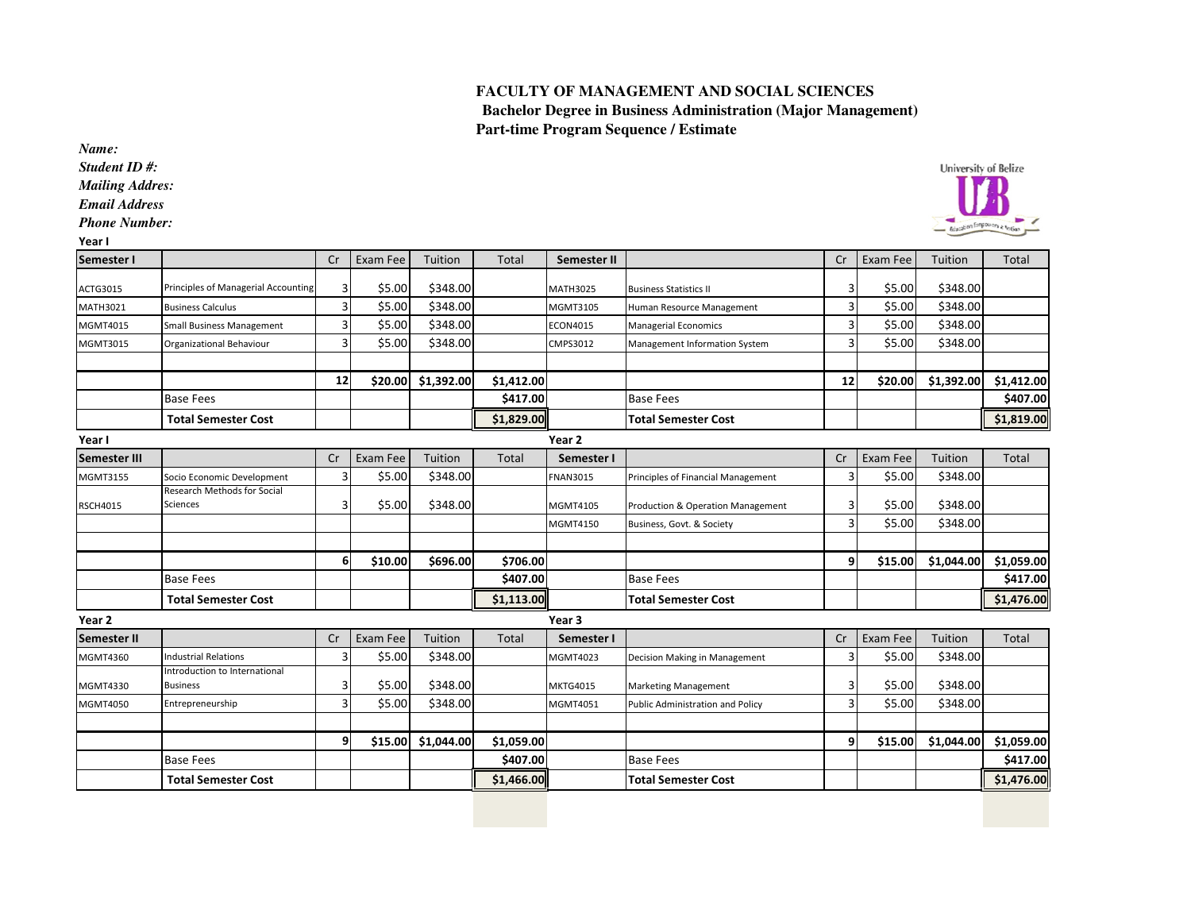**FACULTY OF MANAGEMENT AND SOCIAL SCIENCES**

**Bachelor Degree in Business Administration (Major Management)**

**Part-time Program Sequence / Estimate**

***Name:***

***Student ID #:***

***Mailing Addres:***

***Email Address***

***Phone Number:***

**Year I**

| Semester I | | Cr | Exam Fee | Tuition | Total | Semester II | | Cr | Exam Fee | Tuition | Total |
|---|---|---|---|---|---|---|---|---|---|---|---|
| ACTG3015 | Principles of Managerial Accounting | 3 | $5.00 | $348.00 | | MATH3025 | Business Statistics II | 3 | $5.00 | $348.00 | |
| MATH3021 | Business Calculus | 3 | $5.00 | $348.00 | | MGMT3105 | Human Resource Management | 3 | $5.00 | $348.00 | |
| MGMT4015 | Small Business Management | 3 | $5.00 | $348.00 | | ECON4015 | Managerial Economics | 3 | $5.00 | $348.00 | |
| MGMT3015 | Organizational Behaviour | 3 | $5.00 | $348.00 | | CMPS3012 | Management Information System | 3 | $5.00 | $348.00 | |
| | | | | | | | | | | | |
| | | **12** | **$20.00** | **$1,392.00** | **$1,412.00** | | | **12** | **$20.00** | **$1,392.00** | **$1,412.00** |
| | Base Fees | | | | **$417.00** | | Base Fees | | | | **$407.00** |
| | **Total Semester Cost** | | | | **$1,829.00** | | **Total Semester Cost** | | | | **$1,819.00** |

**Year I** / **Year 2**

| Semester III | | Cr | Exam Fee | Tuition | Total | Semester I | | Cr | Exam Fee | Tuition | Total |
|---|---|---|---|---|---|---|---|---|---|---|---|
| MGMT3155 | Socio Economic Development | 3 | $5.00 | $348.00 | | FNAN3015 | Principles of Financial Management | 3 | $5.00 | $348.00 | |
| RSCH4015 | Research Methods for Social Sciences | 3 | $5.00 | $348.00 | | MGMT4105 | Production & Operation Management | 3 | $5.00 | $348.00 | |
| | | | | | | MGMT4150 | Business, Govt. & Society | 3 | $5.00 | $348.00 | |
| | | | | | | | | | | | |
| | | **6** | **$10.00** | **$696.00** | **$706.00** | | | **9** | **$15.00** | **$1,044.00** | **$1,059.00** |
| | Base Fees | | | | **$407.00** | | Base Fees | | | | **$417.00** |
| | **Total Semester Cost** | | | | **$1,113.00** | | **Total Semester Cost** | | | | **$1,476.00** |

**Year 2** / **Year 3**

| Semester II | | Cr | Exam Fee | Tuition | Total | Semester I | | Cr | Exam Fee | Tuition | Total |
|---|---|---|---|---|---|---|---|---|---|---|---|
| MGMT4360 | Industrial Relations | 3 | $5.00 | $348.00 | | MGMT4023 | Decision Making in Management | 3 | $5.00 | $348.00 | |
| MGMT4330 | Introduction to International Business | 3 | $5.00 | $348.00 | | MKTG4015 | Marketing Management | 3 | $5.00 | $348.00 | |
| MGMT4050 | Entrepreneurship | 3 | $5.00 | $348.00 | | MGMT4051 | Public Administration and Policy | 3 | $5.00 | $348.00 | |
| | | | | | | | | | | | |
| | | **9** | **$15.00** | **$1,044.00** | **$1,059.00** | | | **9** | **$15.00** | **$1,044.00** | **$1,059.00** |
| | Base Fees | | | | **$407.00** | | Base Fees | | | | **$417.00** |
| | **Total Semester Cost** | | | | **$1,466.00** | | **Total Semester Cost** | | | | **$1,476.00** |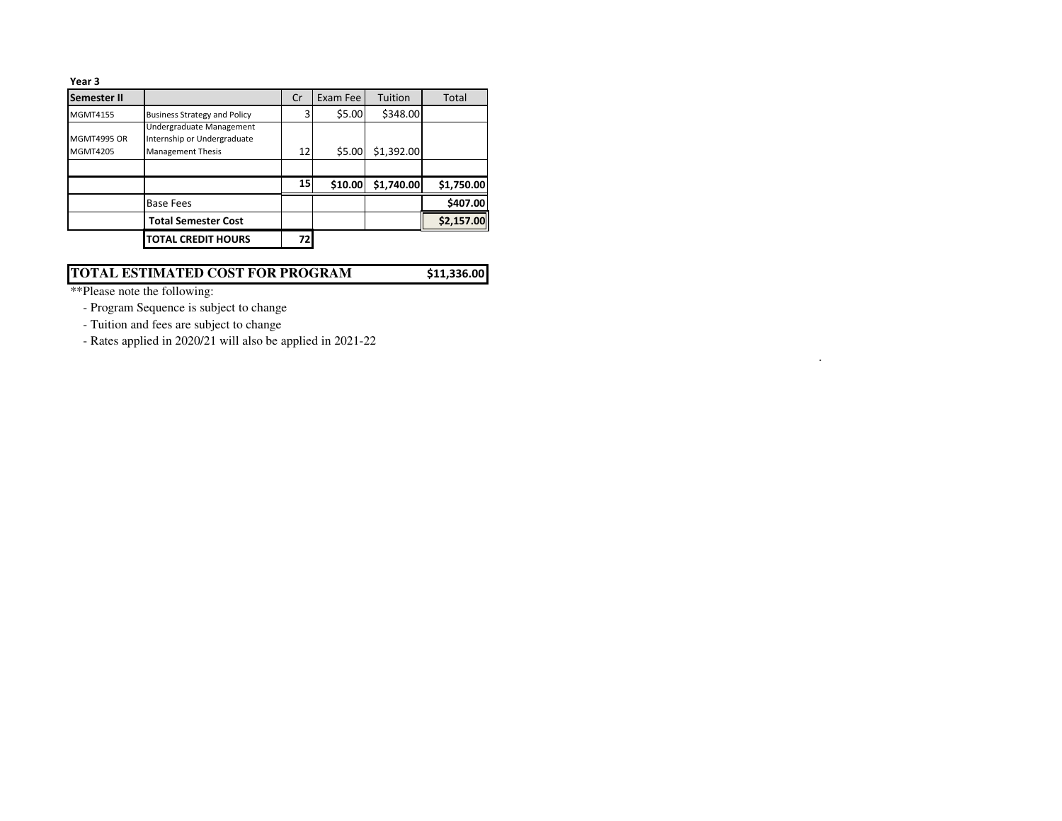**Year 3**

| Semester II | | Cr | Exam Fee | Tuition | Total |
|---|---|---|---|---|---|
| MGMT4155 | Business Strategy and Policy | 3 | $5.00 | $348.00 | |
| MGMT4995 OR MGMT4205 | Undergraduate Management Internship or Undergraduate Management Thesis | 12 | $5.00 | $1,392.00 | |
| | | | | | |
| | | **15** | **$10.00** | **$1,740.00** | **$1,750.00** |
| | Base Fees | | | | **$407.00** |
| | **Total Semester Cost** | | | | **$2,157.00** |
| | **TOTAL CREDIT HOURS** | **72** | | | |

| | |
|---|---|
| **TOTAL ESTIMATED COST FOR PROGRAM** | **$11,336.00** |

**Please note the following:

- Program Sequence is subject to change
- Tuition and fees are subject to change
- Rates applied in 2020/21 will also be applied in 2021-22